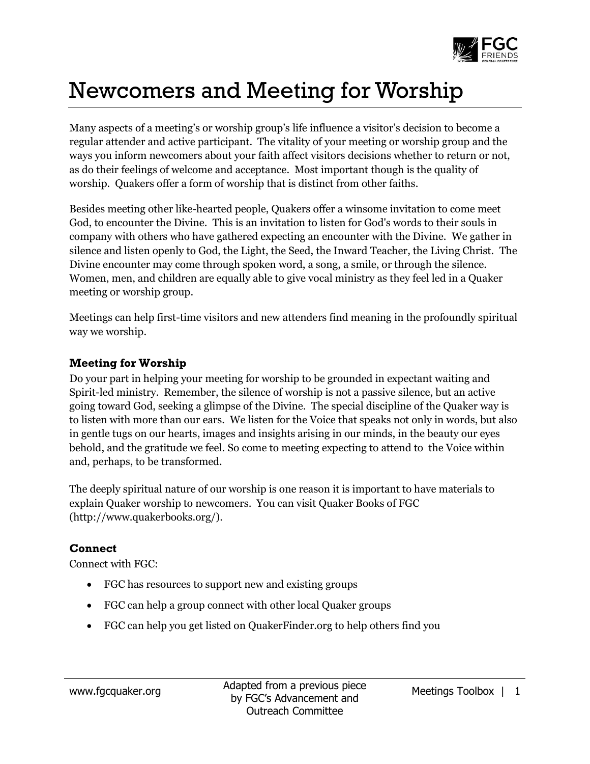# Newcomers and Meeting for Worship

Many aspects of a meeting's or worship group's life influence a visitor's decision to become a regular attender and active participant. The vitality of your meeting or worship group and the ways you inform newcomers about your faith affect visitors decisions whether to return or not, as do their feelings of welcome and acceptance. Most important though is the quality of worship. Quakers offer a form of worship that is distinct from other faiths.

Besides meeting other like-hearted people, Quakers offer a winsome invitation to come meet God, to encounter the Divine. This is an invitation to listen for God's words to their souls in company with others who have gathered expecting an encounter with the Divine. We gather in silence and listen openly to God, the Light, the Seed, the Inward Teacher, the Living Christ. The Divine encounter may come through spoken word, a song, a smile, or through the silence. Women, men, and children are equally able to give vocal ministry as they feel led in a Quaker meeting or worship group.

Meetings can help first-time visitors and new attenders find meaning in the profoundly spiritual way we worship.

### Meeting for Worship

Do your part in helping your meeting for worship to be grounded in expectant waiting and Spirit-led ministry. Remember, the silence of worship is not a passive silence, but an active going toward God, seeking a glimpse of the Divine. The special discipline of the Quaker way is to listen with more than our ears. We listen for the Voice that speaks not only in words, but also in gentle tugs on our hearts, images and insights arising in our minds, in the beauty our eyes behold, and the gratitude we feel. So come to meeting expecting to attend to the Voice within and, perhaps, to be transformed.

The deeply spiritual nature of our worship is one reason it is important to have materials to explain Quaker worship to newcomers. You can visit Quaker Books of FGC (http://www.quakerbooks.org/).

### Connect

Connect with FGC:

- FGC has resources to support new and existing groups
- FGC can help a group connect with other local Quaker groups
- FGC can help you get listed on QuakerFinder.org to help others find you

Adapted from a previous piece by FGC's Advancement and Outreach Committee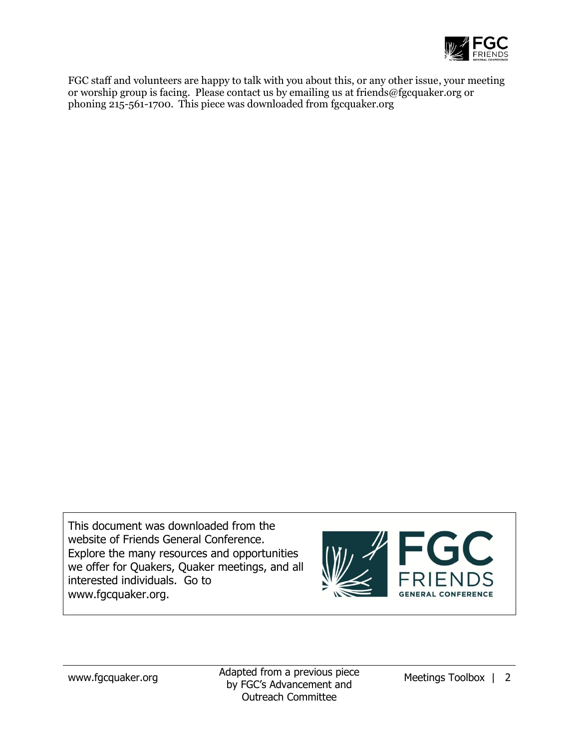FGC staff and volunteers are happy to talk with you about this, or any other issue, your meeting or worship group is facing. Please contact us by emailing us at friends@fgcquaker.org or phoning 215-561-1700. This piece was downloaded from fgcquaker.org

This document was downloaded from the website of Friends General Conference. Explore the many resources and opportunities we offer for Quakers, Quaker meetings, and all interested individuals. Go to www.fgcquaker.org.

Adapted from a previous piece by FGC's Advancement and Outreach Committee